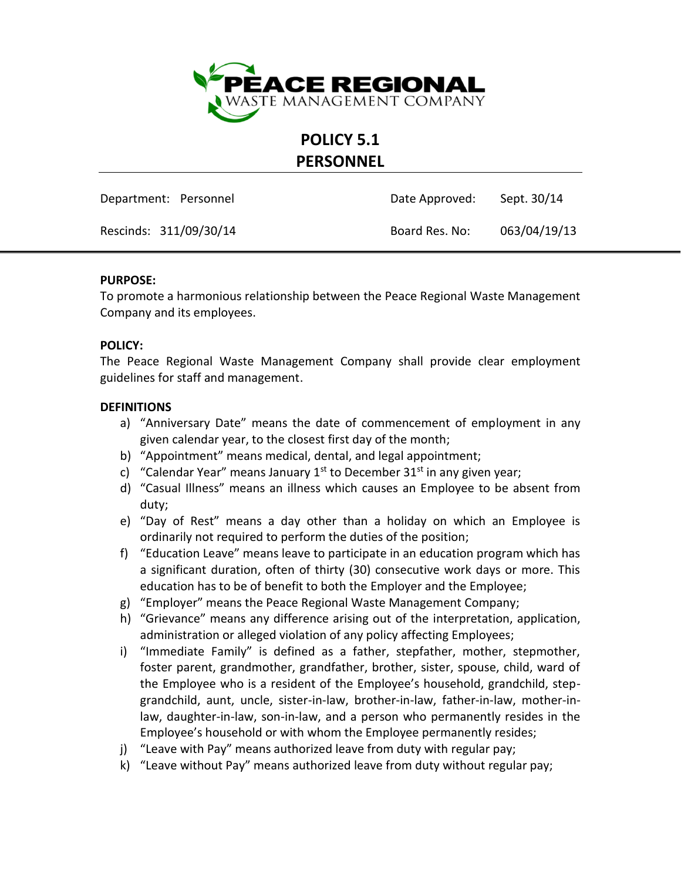PEACE REGIONAL
WASTE MANAGEMENT COMPANY

# POLICY 5.1
# PERSONNEL

| Department: Personnel | Date Approved: | Sept. 30/14 |
|---|---|---|
| Rescinds: 311/09/30/14 | Board Res. No: | 063/04/19/13 |

**PURPOSE:**
To promote a harmonious relationship between the Peace Regional Waste Management Company and its employees.

**POLICY:**
The Peace Regional Waste Management Company shall provide clear employment guidelines for staff and management.

**DEFINITIONS**

a) "Anniversary Date" means the date of commencement of employment in any given calendar year, to the closest first day of the month;
b) "Appointment" means medical, dental, and legal appointment;
c) "Calendar Year" means January 1st to December 31st in any given year;
d) "Casual Illness" means an illness which causes an Employee to be absent from duty;
e) "Day of Rest" means a day other than a holiday on which an Employee is ordinarily not required to perform the duties of the position;
f) "Education Leave" means leave to participate in an education program which has a significant duration, often of thirty (30) consecutive work days or more. This education has to be of benefit to both the Employer and the Employee;
g) "Employer" means the Peace Regional Waste Management Company;
h) "Grievance" means any difference arising out of the interpretation, application, administration or alleged violation of any policy affecting Employees;
i) "Immediate Family" is defined as a father, stepfather, mother, stepmother, foster parent, grandmother, grandfather, brother, sister, spouse, child, ward of the Employee who is a resident of the Employee's household, grandchild, step-grandchild, aunt, uncle, sister-in-law, brother-in-law, father-in-law, mother-in-law, daughter-in-law, son-in-law, and a person who permanently resides in the Employee's household or with whom the Employee permanently resides;
j) "Leave with Pay" means authorized leave from duty with regular pay;
k) "Leave without Pay" means authorized leave from duty without regular pay;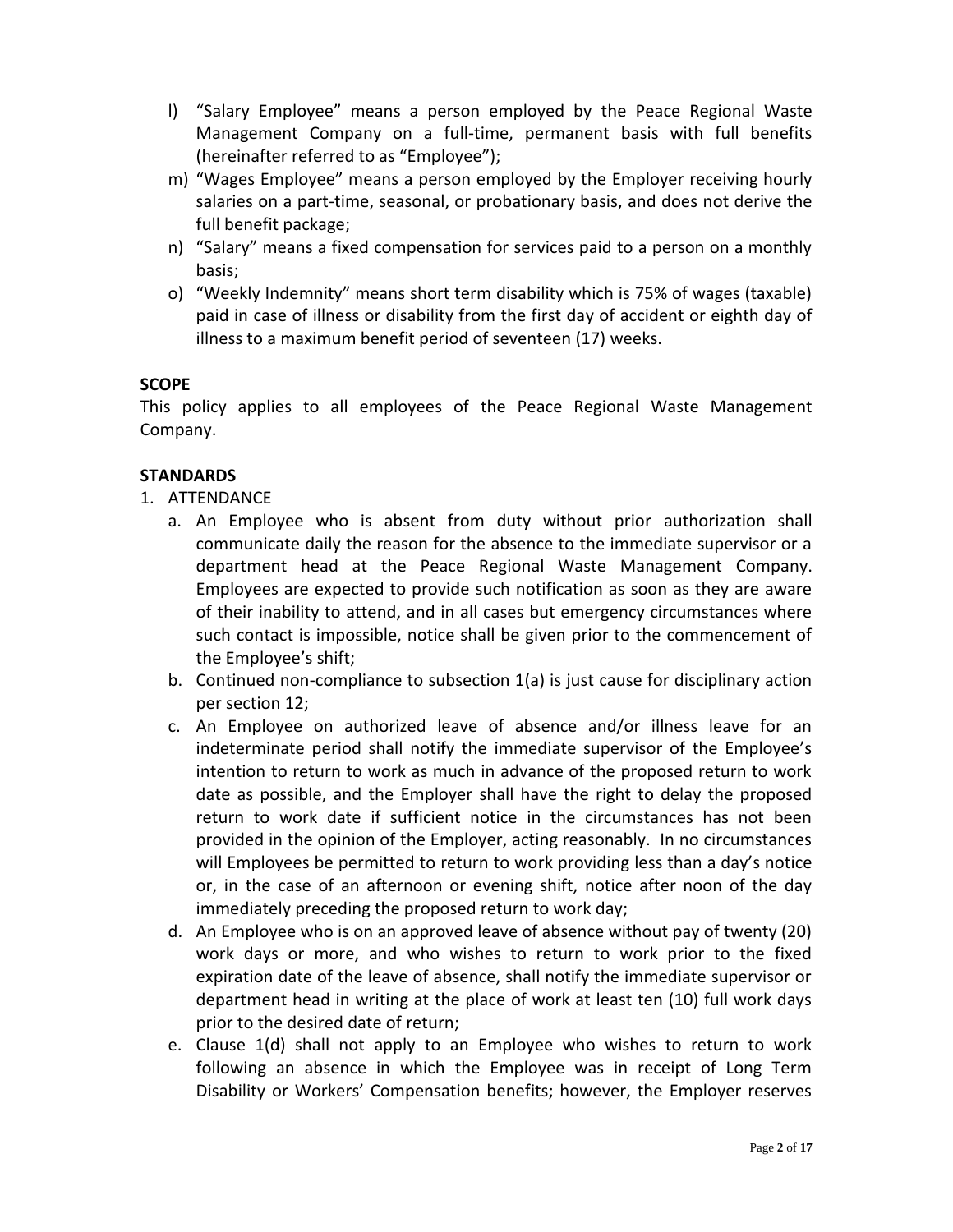l) "Salary Employee" means a person employed by the Peace Regional Waste Management Company on a full-time, permanent basis with full benefits (hereinafter referred to as "Employee");

m) "Wages Employee" means a person employed by the Employer receiving hourly salaries on a part-time, seasonal, or probationary basis, and does not derive the full benefit package;

n) "Salary" means a fixed compensation for services paid to a person on a monthly basis;

o) "Weekly Indemnity" means short term disability which is 75% of wages (taxable) paid in case of illness or disability from the first day of accident or eighth day of illness to a maximum benefit period of seventeen (17) weeks.

**SCOPE**

This policy applies to all employees of the Peace Regional Waste Management Company.

**STANDARDS**

1. ATTENDANCE
   a. An Employee who is absent from duty without prior authorization shall communicate daily the reason for the absence to the immediate supervisor or a department head at the Peace Regional Waste Management Company. Employees are expected to provide such notification as soon as they are aware of their inability to attend, and in all cases but emergency circumstances where such contact is impossible, notice shall be given prior to the commencement of the Employee's shift;
   b. Continued non-compliance to subsection 1(a) is just cause for disciplinary action per section 12;
   c. An Employee on authorized leave of absence and/or illness leave for an indeterminate period shall notify the immediate supervisor of the Employee's intention to return to work as much in advance of the proposed return to work date as possible, and the Employer shall have the right to delay the proposed return to work date if sufficient notice in the circumstances has not been provided in the opinion of the Employer, acting reasonably. In no circumstances will Employees be permitted to return to work providing less than a day's notice or, in the case of an afternoon or evening shift, notice after noon of the day immediately preceding the proposed return to work day;
   d. An Employee who is on an approved leave of absence without pay of twenty (20) work days or more, and who wishes to return to work prior to the fixed expiration date of the leave of absence, shall notify the immediate supervisor or department head in writing at the place of work at least ten (10) full work days prior to the desired date of return;
   e. Clause 1(d) shall not apply to an Employee who wishes to return to work following an absence in which the Employee was in receipt of Long Term Disability or Workers' Compensation benefits; however, the Employer reserves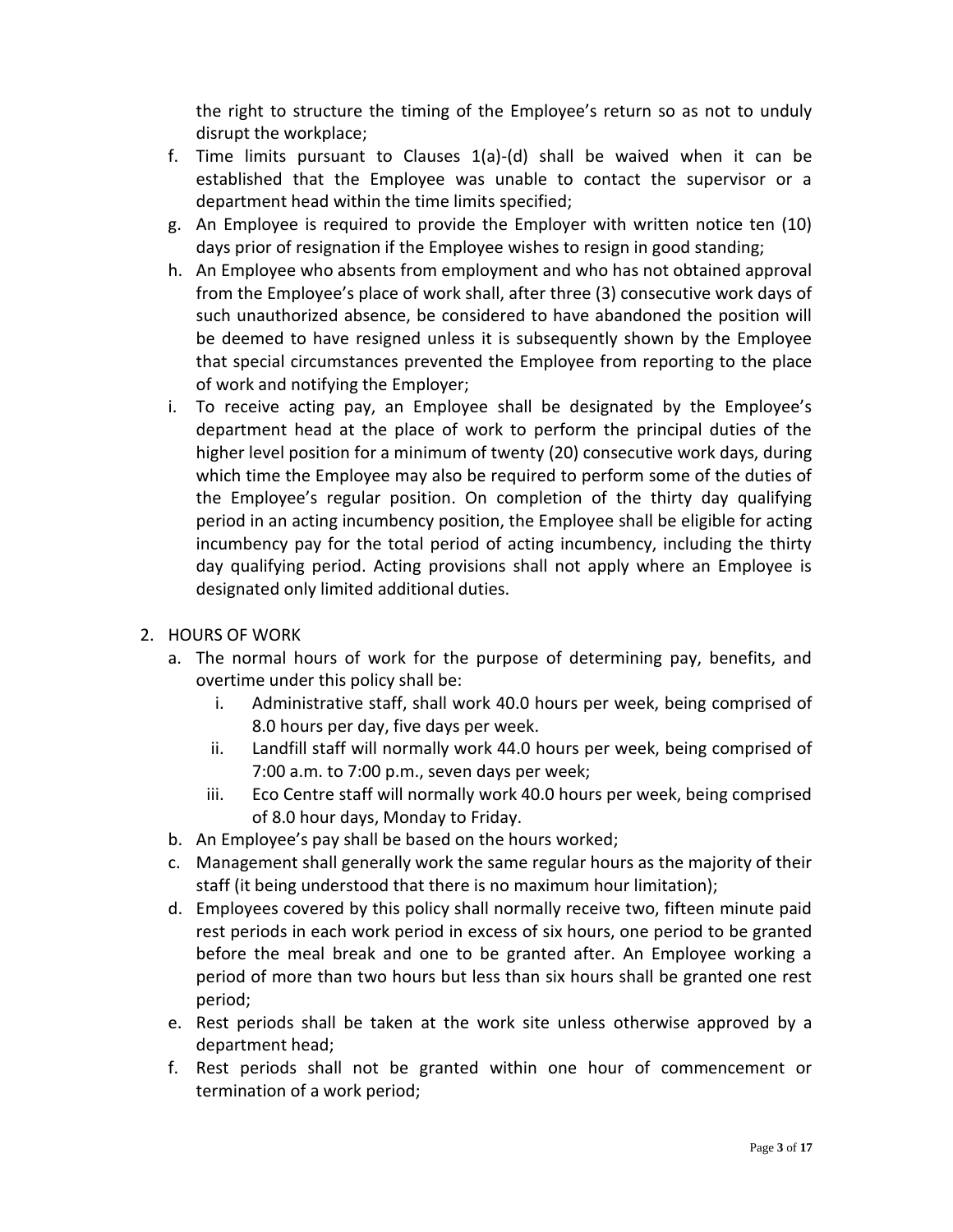the right to structure the timing of the Employee's return so as not to unduly disrupt the workplace;

f. Time limits pursuant to Clauses 1(a)-(d) shall be waived when it can be established that the Employee was unable to contact the supervisor or a department head within the time limits specified;

g. An Employee is required to provide the Employer with written notice ten (10) days prior of resignation if the Employee wishes to resign in good standing;

h. An Employee who absents from employment and who has not obtained approval from the Employee's place of work shall, after three (3) consecutive work days of such unauthorized absence, be considered to have abandoned the position will be deemed to have resigned unless it is subsequently shown by the Employee that special circumstances prevented the Employee from reporting to the place of work and notifying the Employer;

i. To receive acting pay, an Employee shall be designated by the Employee's department head at the place of work to perform the principal duties of the higher level position for a minimum of twenty (20) consecutive work days, during which time the Employee may also be required to perform some of the duties of the Employee's regular position. On completion of the thirty day qualifying period in an acting incumbency position, the Employee shall be eligible for acting incumbency pay for the total period of acting incumbency, including the thirty day qualifying period. Acting provisions shall not apply where an Employee is designated only limited additional duties.

2. HOURS OF WORK

   a. The normal hours of work for the purpose of determining pay, benefits, and overtime under this policy shall be:

      i. Administrative staff, shall work 40.0 hours per week, being comprised of 8.0 hours per day, five days per week.

      ii. Landfill staff will normally work 44.0 hours per week, being comprised of 7:00 a.m. to 7:00 p.m., seven days per week;

      iii. Eco Centre staff will normally work 40.0 hours per week, being comprised of 8.0 hour days, Monday to Friday.

   b. An Employee's pay shall be based on the hours worked;

   c. Management shall generally work the same regular hours as the majority of their staff (it being understood that there is no maximum hour limitation);

   d. Employees covered by this policy shall normally receive two, fifteen minute paid rest periods in each work period in excess of six hours, one period to be granted before the meal break and one to be granted after. An Employee working a period of more than two hours but less than six hours shall be granted one rest period;

   e. Rest periods shall be taken at the work site unless otherwise approved by a department head;

   f. Rest periods shall not be granted within one hour of commencement or termination of a work period;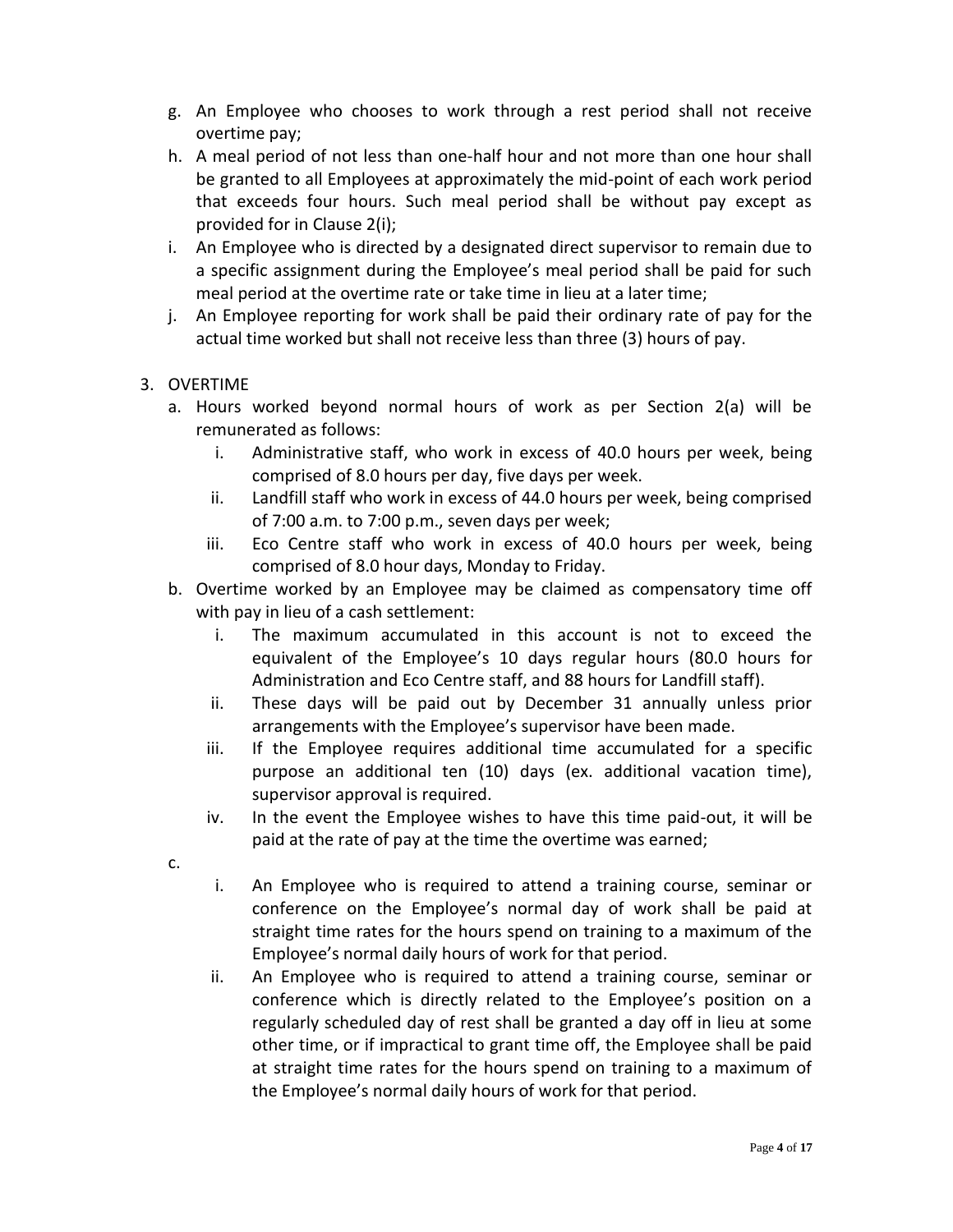g. An Employee who chooses to work through a rest period shall not receive overtime pay;

h. A meal period of not less than one-half hour and not more than one hour shall be granted to all Employees at approximately the mid-point of each work period that exceeds four hours. Such meal period shall be without pay except as provided for in Clause 2(i);

i. An Employee who is directed by a designated direct supervisor to remain due to a specific assignment during the Employee's meal period shall be paid for such meal period at the overtime rate or take time in lieu at a later time;

j. An Employee reporting for work shall be paid their ordinary rate of pay for the actual time worked but shall not receive less than three (3) hours of pay.

3. OVERTIME

   a. Hours worked beyond normal hours of work as per Section 2(a) will be remunerated as follows:

      i. Administrative staff, who work in excess of 40.0 hours per week, being comprised of 8.0 hours per day, five days per week.

      ii. Landfill staff who work in excess of 44.0 hours per week, being comprised of 7:00 a.m. to 7:00 p.m., seven days per week;

      iii. Eco Centre staff who work in excess of 40.0 hours per week, being comprised of 8.0 hour days, Monday to Friday.

   b. Overtime worked by an Employee may be claimed as compensatory time off with pay in lieu of a cash settlement:

      i. The maximum accumulated in this account is not to exceed the equivalent of the Employee's 10 days regular hours (80.0 hours for Administration and Eco Centre staff, and 88 hours for Landfill staff).

      ii. These days will be paid out by December 31 annually unless prior arrangements with the Employee's supervisor have been made.

      iii. If the Employee requires additional time accumulated for a specific purpose an additional ten (10) days (ex. additional vacation time), supervisor approval is required.

      iv. In the event the Employee wishes to have this time paid-out, it will be paid at the rate of pay at the time the overtime was earned;

   c.

      i. An Employee who is required to attend a training course, seminar or conference on the Employee's normal day of work shall be paid at straight time rates for the hours spend on training to a maximum of the Employee's normal daily hours of work for that period.

      ii. An Employee who is required to attend a training course, seminar or conference which is directly related to the Employee's position on a regularly scheduled day of rest shall be granted a day off in lieu at some other time, or if impractical to grant time off, the Employee shall be paid at straight time rates for the hours spend on training to a maximum of the Employee's normal daily hours of work for that period.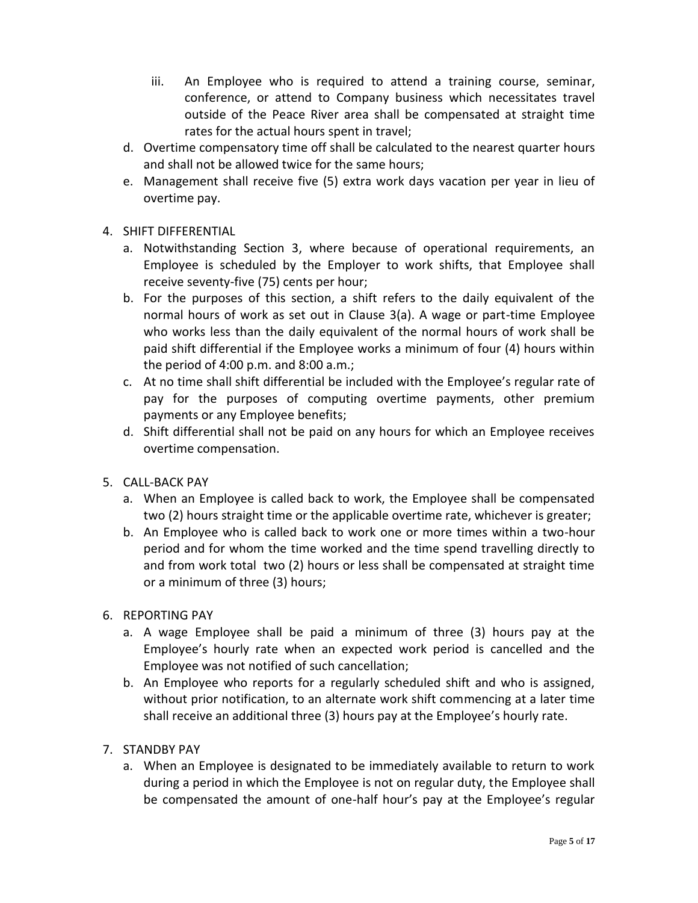iii. An Employee who is required to attend a training course, seminar, conference, or attend to Company business which necessitates travel outside of the Peace River area shall be compensated at straight time rates for the actual hours spent in travel;

   d. Overtime compensatory time off shall be calculated to the nearest quarter hours and shall not be allowed twice for the same hours;

   e. Management shall receive five (5) extra work days vacation per year in lieu of overtime pay.

4. SHIFT DIFFERENTIAL
   a. Notwithstanding Section 3, where because of operational requirements, an Employee is scheduled by the Employer to work shifts, that Employee shall receive seventy-five (75) cents per hour;
   b. For the purposes of this section, a shift refers to the daily equivalent of the normal hours of work as set out in Clause 3(a). A wage or part-time Employee who works less than the daily equivalent of the normal hours of work shall be paid shift differential if the Employee works a minimum of four (4) hours within the period of 4:00 p.m. and 8:00 a.m.;
   c. At no time shall shift differential be included with the Employee's regular rate of pay for the purposes of computing overtime payments, other premium payments or any Employee benefits;
   d. Shift differential shall not be paid on any hours for which an Employee receives overtime compensation.

5. CALL-BACK PAY
   a. When an Employee is called back to work, the Employee shall be compensated two (2) hours straight time or the applicable overtime rate, whichever is greater;
   b. An Employee who is called back to work one or more times within a two-hour period and for whom the time worked and the time spend travelling directly to and from work total two (2) hours or less shall be compensated at straight time or a minimum of three (3) hours;

6. REPORTING PAY
   a. A wage Employee shall be paid a minimum of three (3) hours pay at the Employee's hourly rate when an expected work period is cancelled and the Employee was not notified of such cancellation;
   b. An Employee who reports for a regularly scheduled shift and who is assigned, without prior notification, to an alternate work shift commencing at a later time shall receive an additional three (3) hours pay at the Employee's hourly rate.

7. STANDBY PAY
   a. When an Employee is designated to be immediately available to return to work during a period in which the Employee is not on regular duty, the Employee shall be compensated the amount of one-half hour's pay at the Employee's regular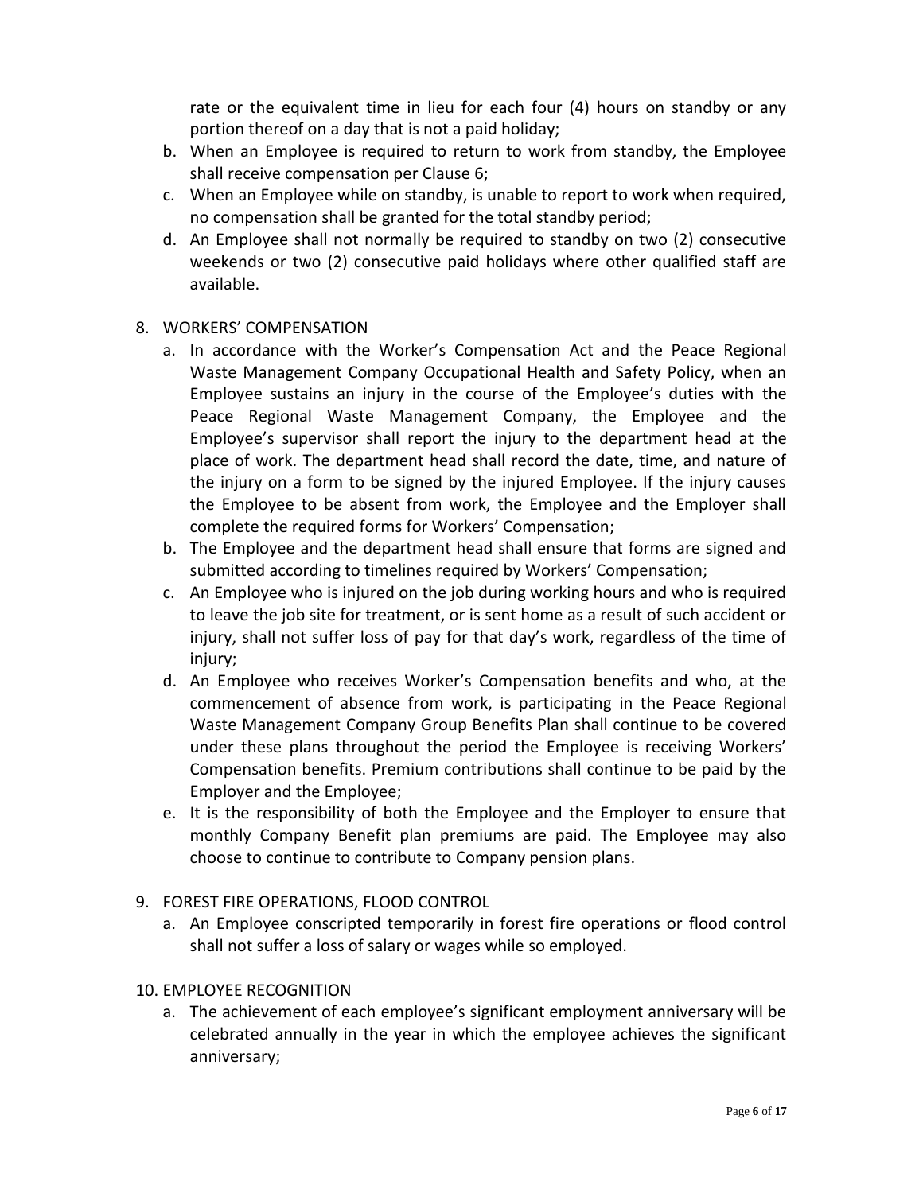rate or the equivalent time in lieu for each four (4) hours on standby or any portion thereof on a day that is not a paid holiday;

b. When an Employee is required to return to work from standby, the Employee shall receive compensation per Clause 6;
c. When an Employee while on standby, is unable to report to work when required, no compensation shall be granted for the total standby period;
d. An Employee shall not normally be required to standby on two (2) consecutive weekends or two (2) consecutive paid holidays where other qualified staff are available.

8. WORKERS' COMPENSATION
   a. In accordance with the Worker's Compensation Act and the Peace Regional Waste Management Company Occupational Health and Safety Policy, when an Employee sustains an injury in the course of the Employee's duties with the Peace Regional Waste Management Company, the Employee and the Employee's supervisor shall report the injury to the department head at the place of work. The department head shall record the date, time, and nature of the injury on a form to be signed by the injured Employee. If the injury causes the Employee to be absent from work, the Employee and the Employer shall complete the required forms for Workers' Compensation;
   b. The Employee and the department head shall ensure that forms are signed and submitted according to timelines required by Workers' Compensation;
   c. An Employee who is injured on the job during working hours and who is required to leave the job site for treatment, or is sent home as a result of such accident or injury, shall not suffer loss of pay for that day's work, regardless of the time of injury;
   d. An Employee who receives Worker's Compensation benefits and who, at the commencement of absence from work, is participating in the Peace Regional Waste Management Company Group Benefits Plan shall continue to be covered under these plans throughout the period the Employee is receiving Workers' Compensation benefits. Premium contributions shall continue to be paid by the Employer and the Employee;
   e. It is the responsibility of both the Employee and the Employer to ensure that monthly Company Benefit plan premiums are paid. The Employee may also choose to continue to contribute to Company pension plans.

9. FOREST FIRE OPERATIONS, FLOOD CONTROL
   a. An Employee conscripted temporarily in forest fire operations or flood control shall not suffer a loss of salary or wages while so employed.

10. EMPLOYEE RECOGNITION
    a. The achievement of each employee's significant employment anniversary will be celebrated annually in the year in which the employee achieves the significant anniversary;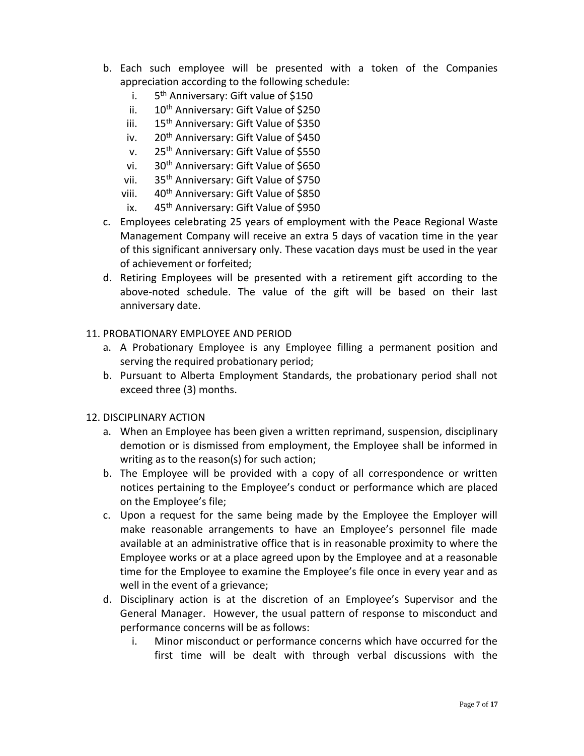b. Each such employee will be presented with a token of the Companies appreciation according to the following schedule:
   i. 5th Anniversary: Gift value of $150
   ii. 10th Anniversary: Gift Value of $250
   iii. 15th Anniversary: Gift Value of $350
   iv. 20th Anniversary: Gift Value of $450
   v. 25th Anniversary: Gift Value of $550
   vi. 30th Anniversary: Gift Value of $650
   vii. 35th Anniversary: Gift Value of $750
   viii. 40th Anniversary: Gift Value of $850
   ix. 45th Anniversary: Gift Value of $950

c. Employees celebrating 25 years of employment with the Peace Regional Waste Management Company will receive an extra 5 days of vacation time in the year of this significant anniversary only. These vacation days must be used in the year of achievement or forfeited;

d. Retiring Employees will be presented with a retirement gift according to the above-noted schedule. The value of the gift will be based on their last anniversary date.

11. PROBATIONARY EMPLOYEE AND PERIOD
   a. A Probationary Employee is any Employee filling a permanent position and serving the required probationary period;
   b. Pursuant to Alberta Employment Standards, the probationary period shall not exceed three (3) months.

12. DISCIPLINARY ACTION
   a. When an Employee has been given a written reprimand, suspension, disciplinary demotion or is dismissed from employment, the Employee shall be informed in writing as to the reason(s) for such action;
   b. The Employee will be provided with a copy of all correspondence or written notices pertaining to the Employee's conduct or performance which are placed on the Employee's file;
   c. Upon a request for the same being made by the Employee the Employer will make reasonable arrangements to have an Employee's personnel file made available at an administrative office that is in reasonable proximity to where the Employee works or at a place agreed upon by the Employee and at a reasonable time for the Employee to examine the Employee's file once in every year and as well in the event of a grievance;
   d. Disciplinary action is at the discretion of an Employee's Supervisor and the General Manager. However, the usual pattern of response to misconduct and performance concerns will be as follows:
      i. Minor misconduct or performance concerns which have occurred for the first time will be dealt with through verbal discussions with the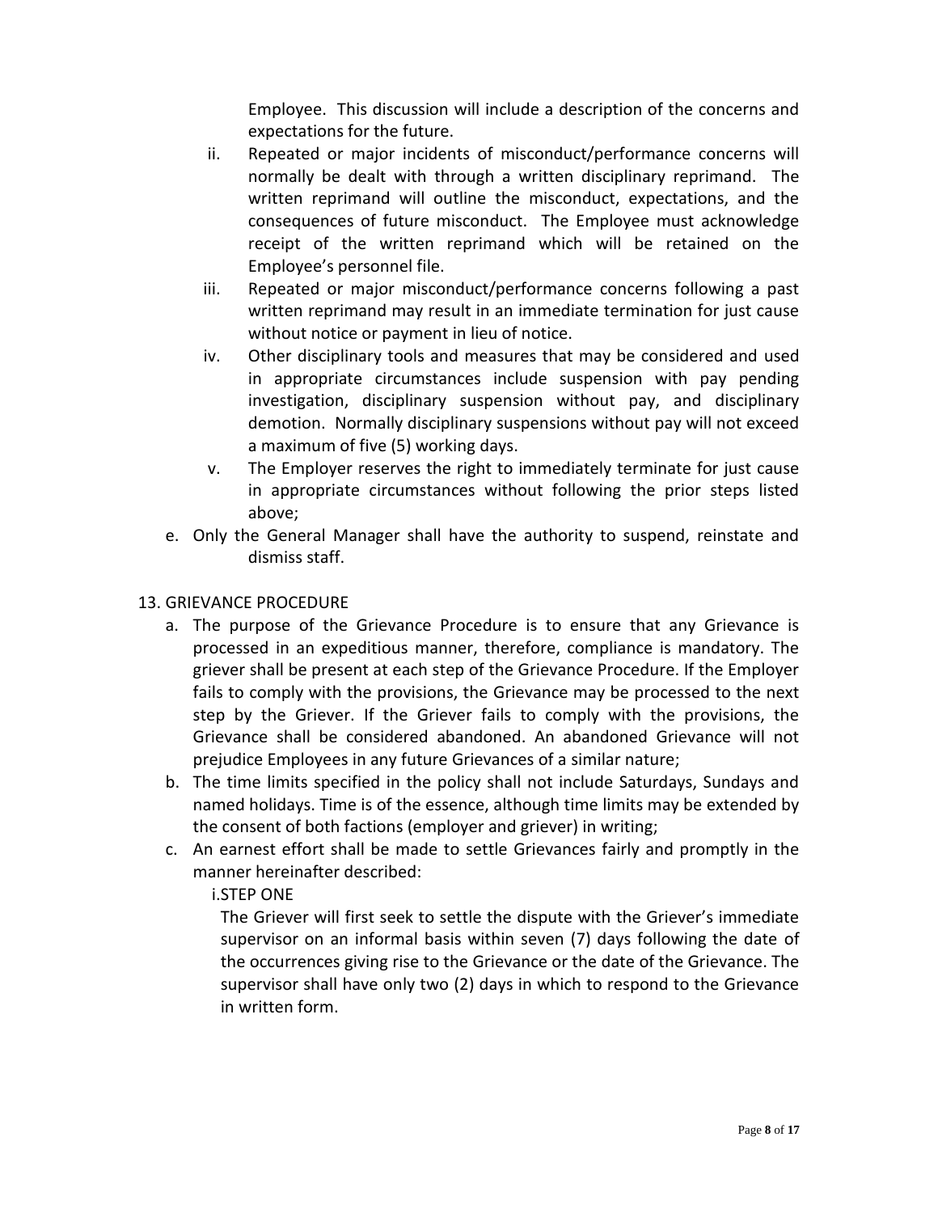Employee. This discussion will include a description of the concerns and expectations for the future.

ii. Repeated or major incidents of misconduct/performance concerns will normally be dealt with through a written disciplinary reprimand. The written reprimand will outline the misconduct, expectations, and the consequences of future misconduct. The Employee must acknowledge receipt of the written reprimand which will be retained on the Employee's personnel file.

iii. Repeated or major misconduct/performance concerns following a past written reprimand may result in an immediate termination for just cause without notice or payment in lieu of notice.

iv. Other disciplinary tools and measures that may be considered and used in appropriate circumstances include suspension with pay pending investigation, disciplinary suspension without pay, and disciplinary demotion. Normally disciplinary suspensions without pay will not exceed a maximum of five (5) working days.

v. The Employer reserves the right to immediately terminate for just cause in appropriate circumstances without following the prior steps listed above;

e. Only the General Manager shall have the authority to suspend, reinstate and dismiss staff.

## 13. GRIEVANCE PROCEDURE

a. The purpose of the Grievance Procedure is to ensure that any Grievance is processed in an expeditious manner, therefore, compliance is mandatory. The griever shall be present at each step of the Grievance Procedure. If the Employer fails to comply with the provisions, the Grievance may be processed to the next step by the Griever. If the Griever fails to comply with the provisions, the Grievance shall be considered abandoned. An abandoned Grievance will not prejudice Employees in any future Grievances of a similar nature;

b. The time limits specified in the policy shall not include Saturdays, Sundays and named holidays. Time is of the essence, although time limits may be extended by the consent of both factions (employer and griever) in writing;

c. An earnest effort shall be made to settle Grievances fairly and promptly in the manner hereinafter described:

i. STEP ONE

The Griever will first seek to settle the dispute with the Griever's immediate supervisor on an informal basis within seven (7) days following the date of the occurrences giving rise to the Grievance or the date of the Grievance. The supervisor shall have only two (2) days in which to respond to the Grievance in written form.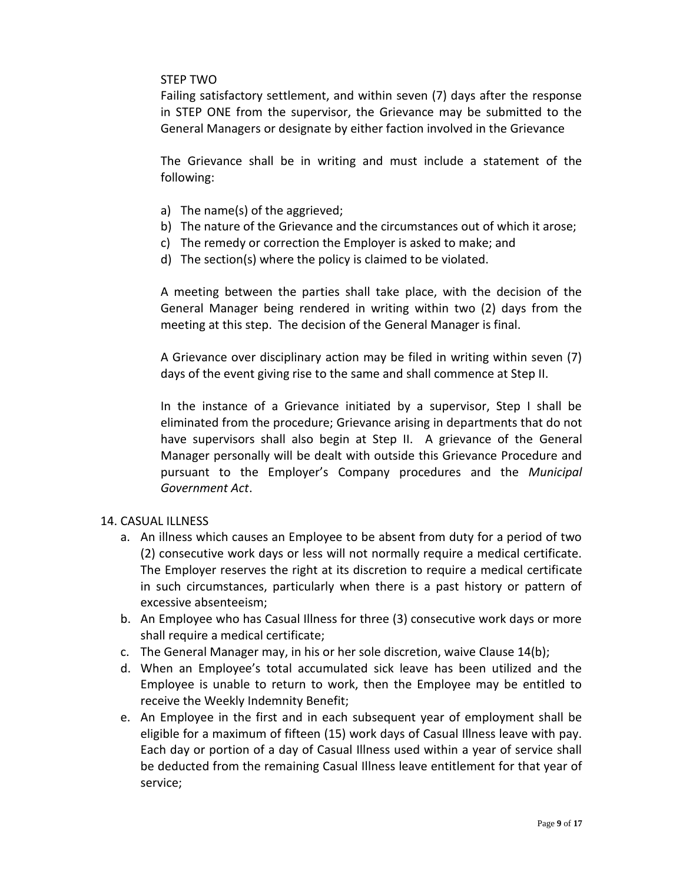STEP TWO

Failing satisfactory settlement, and within seven (7) days after the response in STEP ONE from the supervisor, the Grievance may be submitted to the General Managers or designate by either faction involved in the Grievance

The Grievance shall be in writing and must include a statement of the following:

a) The name(s) of the aggrieved;
b) The nature of the Grievance and the circumstances out of which it arose;
c) The remedy or correction the Employer is asked to make; and
d) The section(s) where the policy is claimed to be violated.

A meeting between the parties shall take place, with the decision of the General Manager being rendered in writing within two (2) days from the meeting at this step. The decision of the General Manager is final.

A Grievance over disciplinary action may be filed in writing within seven (7) days of the event giving rise to the same and shall commence at Step II.

In the instance of a Grievance initiated by a supervisor, Step I shall be eliminated from the procedure; Grievance arising in departments that do not have supervisors shall also begin at Step II. A grievance of the General Manager personally will be dealt with outside this Grievance Procedure and pursuant to the Employer's Company procedures and the *Municipal Government Act*.

14. CASUAL ILLNESS

a. An illness which causes an Employee to be absent from duty for a period of two (2) consecutive work days or less will not normally require a medical certificate. The Employer reserves the right at its discretion to require a medical certificate in such circumstances, particularly when there is a past history or pattern of excessive absenteeism;
b. An Employee who has Casual Illness for three (3) consecutive work days or more shall require a medical certificate;
c. The General Manager may, in his or her sole discretion, waive Clause 14(b);
d. When an Employee's total accumulated sick leave has been utilized and the Employee is unable to return to work, then the Employee may be entitled to receive the Weekly Indemnity Benefit;
e. An Employee in the first and in each subsequent year of employment shall be eligible for a maximum of fifteen (15) work days of Casual Illness leave with pay. Each day or portion of a day of Casual Illness used within a year of service shall be deducted from the remaining Casual Illness leave entitlement for that year of service;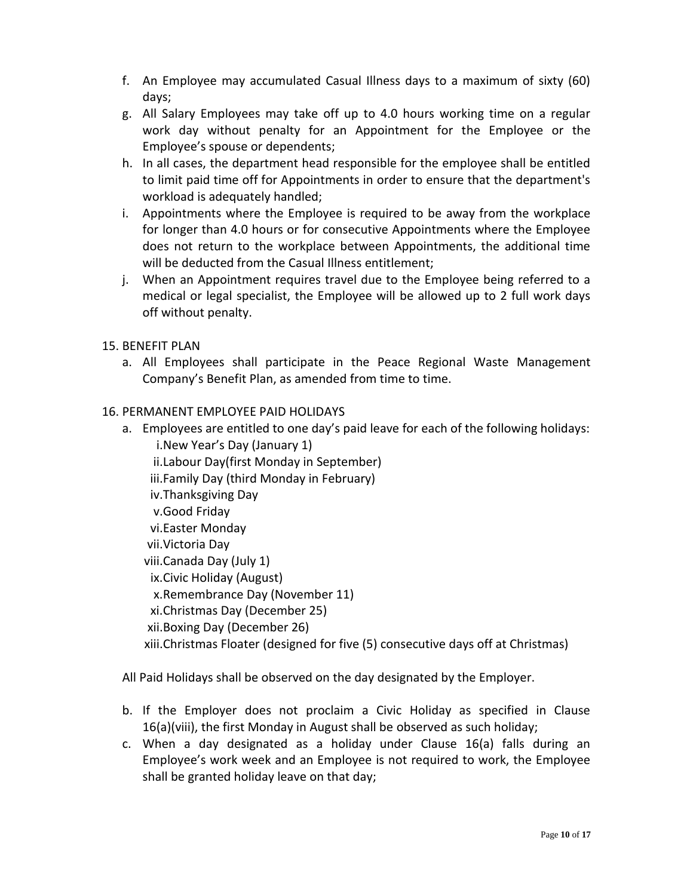f. An Employee may accumulated Casual Illness days to a maximum of sixty (60) days;

g. All Salary Employees may take off up to 4.0 hours working time on a regular work day without penalty for an Appointment for the Employee or the Employee's spouse or dependents;

h. In all cases, the department head responsible for the employee shall be entitled to limit paid time off for Appointments in order to ensure that the department's workload is adequately handled;

i. Appointments where the Employee is required to be away from the workplace for longer than 4.0 hours or for consecutive Appointments where the Employee does not return to the workplace between Appointments, the additional time will be deducted from the Casual Illness entitlement;

j. When an Appointment requires travel due to the Employee being referred to a medical or legal specialist, the Employee will be allowed up to 2 full work days off without penalty.

15. BENEFIT PLAN

a. All Employees shall participate in the Peace Regional Waste Management Company's Benefit Plan, as amended from time to time.

16. PERMANENT EMPLOYEE PAID HOLIDAYS

a. Employees are entitled to one day's paid leave for each of the following holidays:

   i. New Year's Day (January 1)
   ii. Labour Day(first Monday in September)
   iii. Family Day (third Monday in February)
   iv. Thanksgiving Day
   v. Good Friday
   vi. Easter Monday
   vii. Victoria Day
   viii. Canada Day (July 1)
   ix. Civic Holiday (August)
   x. Remembrance Day (November 11)
   xi. Christmas Day (December 25)
   xii. Boxing Day (December 26)
   xiii. Christmas Floater (designed for five (5) consecutive days off at Christmas)

All Paid Holidays shall be observed on the day designated by the Employer.

b. If the Employer does not proclaim a Civic Holiday as specified in Clause 16(a)(viii), the first Monday in August shall be observed as such holiday;

c. When a day designated as a holiday under Clause 16(a) falls during an Employee's work week and an Employee is not required to work, the Employee shall be granted holiday leave on that day;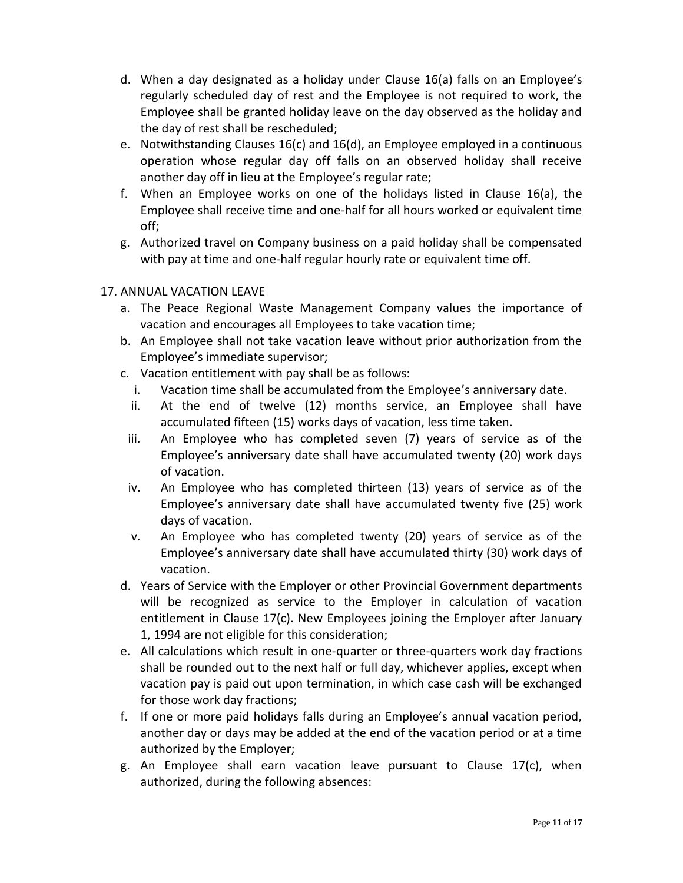d. When a day designated as a holiday under Clause 16(a) falls on an Employee's regularly scheduled day of rest and the Employee is not required to work, the Employee shall be granted holiday leave on the day observed as the holiday and the day of rest shall be rescheduled;
e. Notwithstanding Clauses 16(c) and 16(d), an Employee employed in a continuous operation whose regular day off falls on an observed holiday shall receive another day off in lieu at the Employee's regular rate;
f. When an Employee works on one of the holidays listed in Clause 16(a), the Employee shall receive time and one-half for all hours worked or equivalent time off;
g. Authorized travel on Company business on a paid holiday shall be compensated with pay at time and one-half regular hourly rate or equivalent time off.

17. ANNUAL VACATION LEAVE

a. The Peace Regional Waste Management Company values the importance of vacation and encourages all Employees to take vacation time;
b. An Employee shall not take vacation leave without prior authorization from the Employee's immediate supervisor;
c. Vacation entitlement with pay shall be as follows:
   i. Vacation time shall be accumulated from the Employee's anniversary date.
   ii. At the end of twelve (12) months service, an Employee shall have accumulated fifteen (15) works days of vacation, less time taken.
   iii. An Employee who has completed seven (7) years of service as of the Employee's anniversary date shall have accumulated twenty (20) work days of vacation.
   iv. An Employee who has completed thirteen (13) years of service as of the Employee's anniversary date shall have accumulated twenty five (25) work days of vacation.
   v. An Employee who has completed twenty (20) years of service as of the Employee's anniversary date shall have accumulated thirty (30) work days of vacation.
d. Years of Service with the Employer or other Provincial Government departments will be recognized as service to the Employer in calculation of vacation entitlement in Clause 17(c). New Employees joining the Employer after January 1, 1994 are not eligible for this consideration;
e. All calculations which result in one-quarter or three-quarters work day fractions shall be rounded out to the next half or full day, whichever applies, except when vacation pay is paid out upon termination, in which case cash will be exchanged for those work day fractions;
f. If one or more paid holidays falls during an Employee's annual vacation period, another day or days may be added at the end of the vacation period or at a time authorized by the Employer;
g. An Employee shall earn vacation leave pursuant to Clause 17(c), when authorized, during the following absences: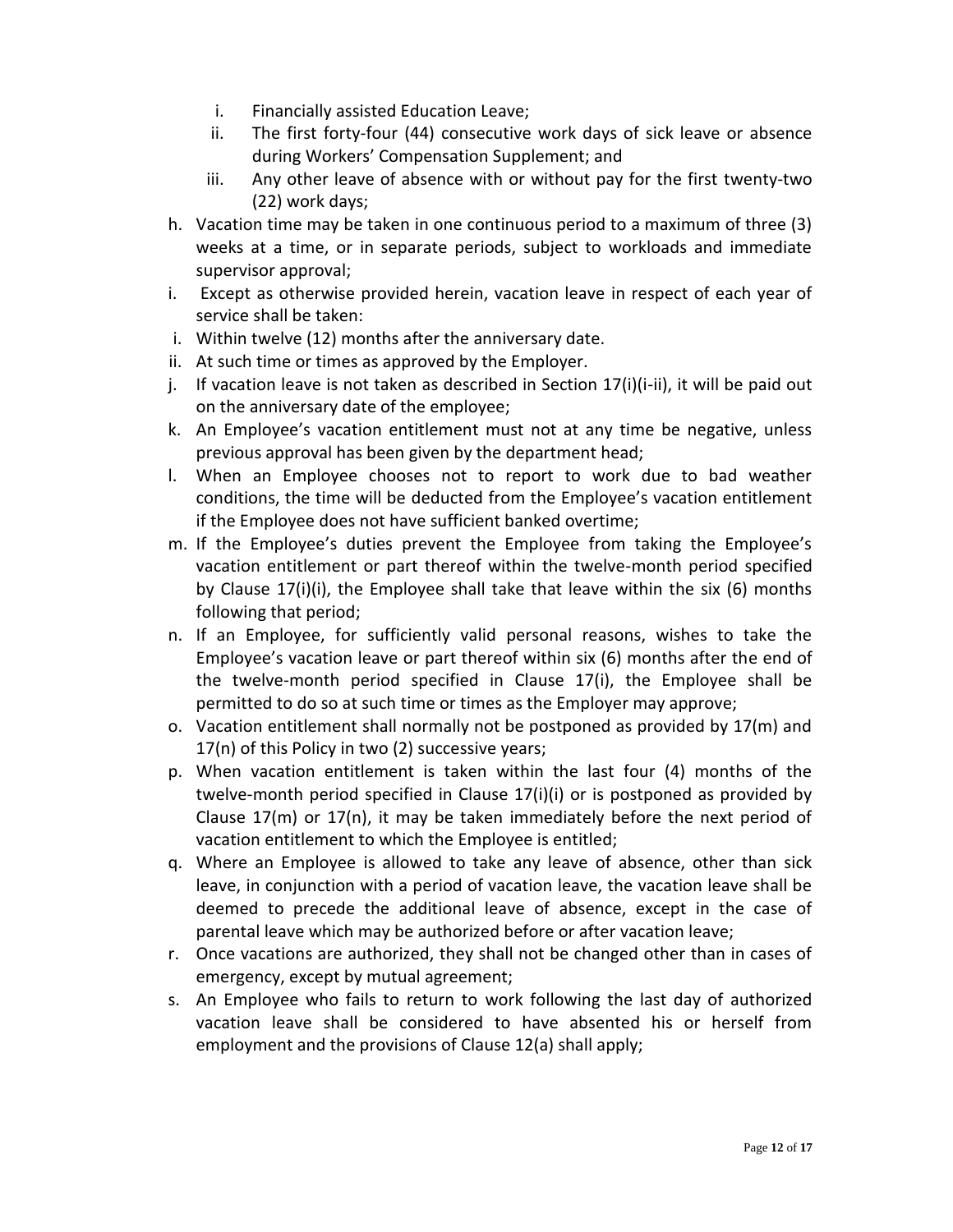i. Financially assisted Education Leave;
    ii. The first forty-four (44) consecutive work days of sick leave or absence during Workers' Compensation Supplement; and
    iii. Any other leave of absence with or without pay for the first twenty-two (22) work days;

h. Vacation time may be taken in one continuous period to a maximum of three (3) weeks at a time, or in separate periods, subject to workloads and immediate supervisor approval;

i. Except as otherwise provided herein, vacation leave in respect of each year of service shall be taken:

i. Within twelve (12) months after the anniversary date.

ii. At such time or times as approved by the Employer.

j. If vacation leave is not taken as described in Section 17(i)(i-ii), it will be paid out on the anniversary date of the employee;

k. An Employee's vacation entitlement must not at any time be negative, unless previous approval has been given by the department head;

l. When an Employee chooses not to report to work due to bad weather conditions, the time will be deducted from the Employee's vacation entitlement if the Employee does not have sufficient banked overtime;

m. If the Employee's duties prevent the Employee from taking the Employee's vacation entitlement or part thereof within the twelve-month period specified by Clause 17(i)(i), the Employee shall take that leave within the six (6) months following that period;

n. If an Employee, for sufficiently valid personal reasons, wishes to take the Employee's vacation leave or part thereof within six (6) months after the end of the twelve-month period specified in Clause 17(i), the Employee shall be permitted to do so at such time or times as the Employer may approve;

o. Vacation entitlement shall normally not be postponed as provided by 17(m) and 17(n) of this Policy in two (2) successive years;

p. When vacation entitlement is taken within the last four (4) months of the twelve-month period specified in Clause 17(i)(i) or is postponed as provided by Clause 17(m) or 17(n), it may be taken immediately before the next period of vacation entitlement to which the Employee is entitled;

q. Where an Employee is allowed to take any leave of absence, other than sick leave, in conjunction with a period of vacation leave, the vacation leave shall be deemed to precede the additional leave of absence, except in the case of parental leave which may be authorized before or after vacation leave;

r. Once vacations are authorized, they shall not be changed other than in cases of emergency, except by mutual agreement;

s. An Employee who fails to return to work following the last day of authorized vacation leave shall be considered to have absented his or herself from employment and the provisions of Clause 12(a) shall apply;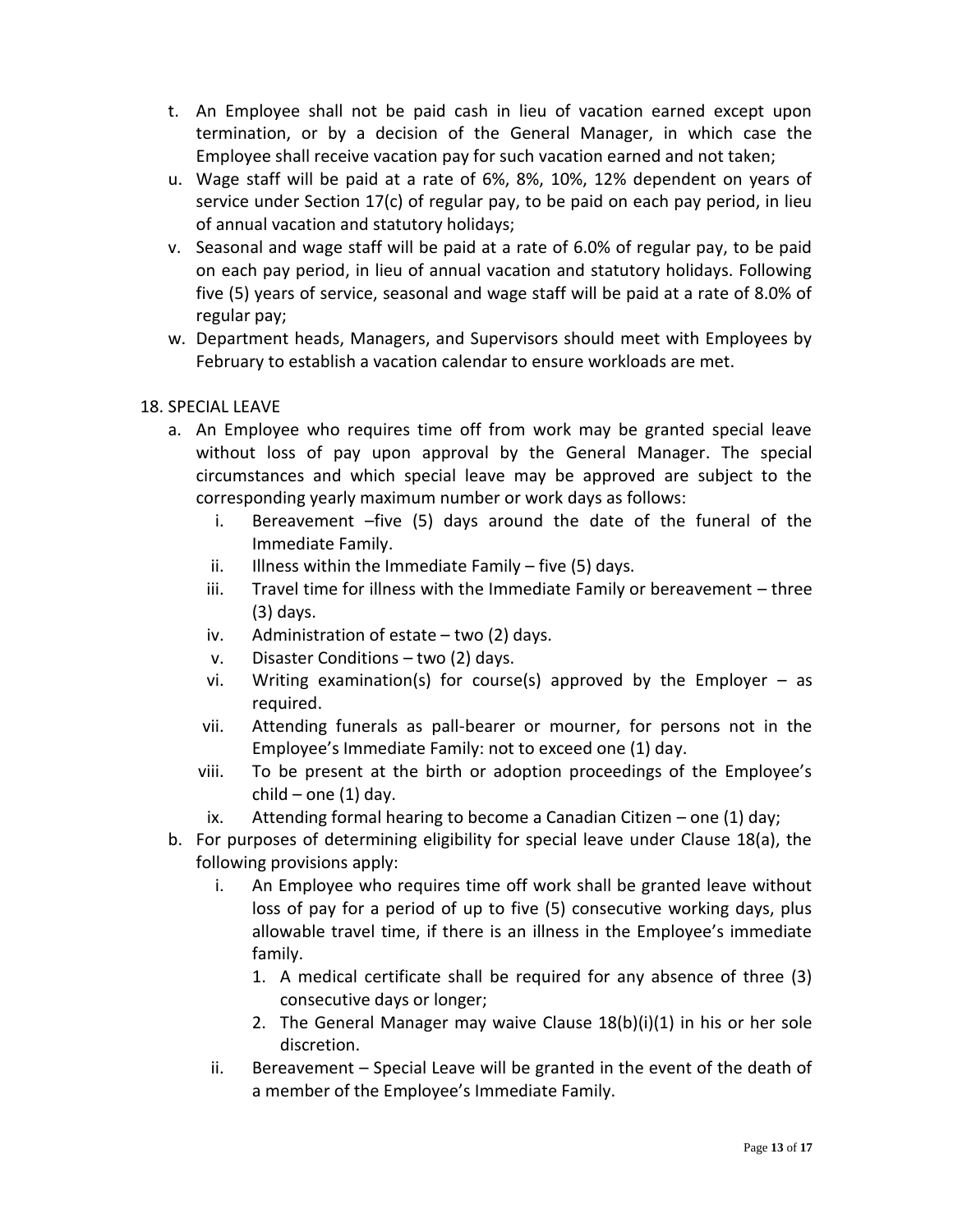t. An Employee shall not be paid cash in lieu of vacation earned except upon termination, or by a decision of the General Manager, in which case the Employee shall receive vacation pay for such vacation earned and not taken;

u. Wage staff will be paid at a rate of 6%, 8%, 10%, 12% dependent on years of service under Section 17(c) of regular pay, to be paid on each pay period, in lieu of annual vacation and statutory holidays;

v. Seasonal and wage staff will be paid at a rate of 6.0% of regular pay, to be paid on each pay period, in lieu of annual vacation and statutory holidays. Following five (5) years of service, seasonal and wage staff will be paid at a rate of 8.0% of regular pay;

w. Department heads, Managers, and Supervisors should meet with Employees by February to establish a vacation calendar to ensure workloads are met.

18. SPECIAL LEAVE

a. An Employee who requires time off from work may be granted special leave without loss of pay upon approval by the General Manager. The special circumstances and which special leave may be approved are subject to the corresponding yearly maximum number or work days as follows:

   i. Bereavement –five (5) days around the date of the funeral of the Immediate Family.
   ii. Illness within the Immediate Family – five (5) days.
   iii. Travel time for illness with the Immediate Family or bereavement – three (3) days.
   iv. Administration of estate – two (2) days.
   v. Disaster Conditions – two (2) days.
   vi. Writing examination(s) for course(s) approved by the Employer – as required.
   vii. Attending funerals as pall-bearer or mourner, for persons not in the Employee's Immediate Family: not to exceed one (1) day.
   viii. To be present at the birth or adoption proceedings of the Employee's child – one (1) day.
   ix. Attending formal hearing to become a Canadian Citizen – one (1) day;

b. For purposes of determining eligibility for special leave under Clause 18(a), the following provisions apply:

   i. An Employee who requires time off work shall be granted leave without loss of pay for a period of up to five (5) consecutive working days, plus allowable travel time, if there is an illness in the Employee's immediate family.
      1. A medical certificate shall be required for any absence of three (3) consecutive days or longer;
      2. The General Manager may waive Clause 18(b)(i)(1) in his or her sole discretion.
   ii. Bereavement – Special Leave will be granted in the event of the death of a member of the Employee's Immediate Family.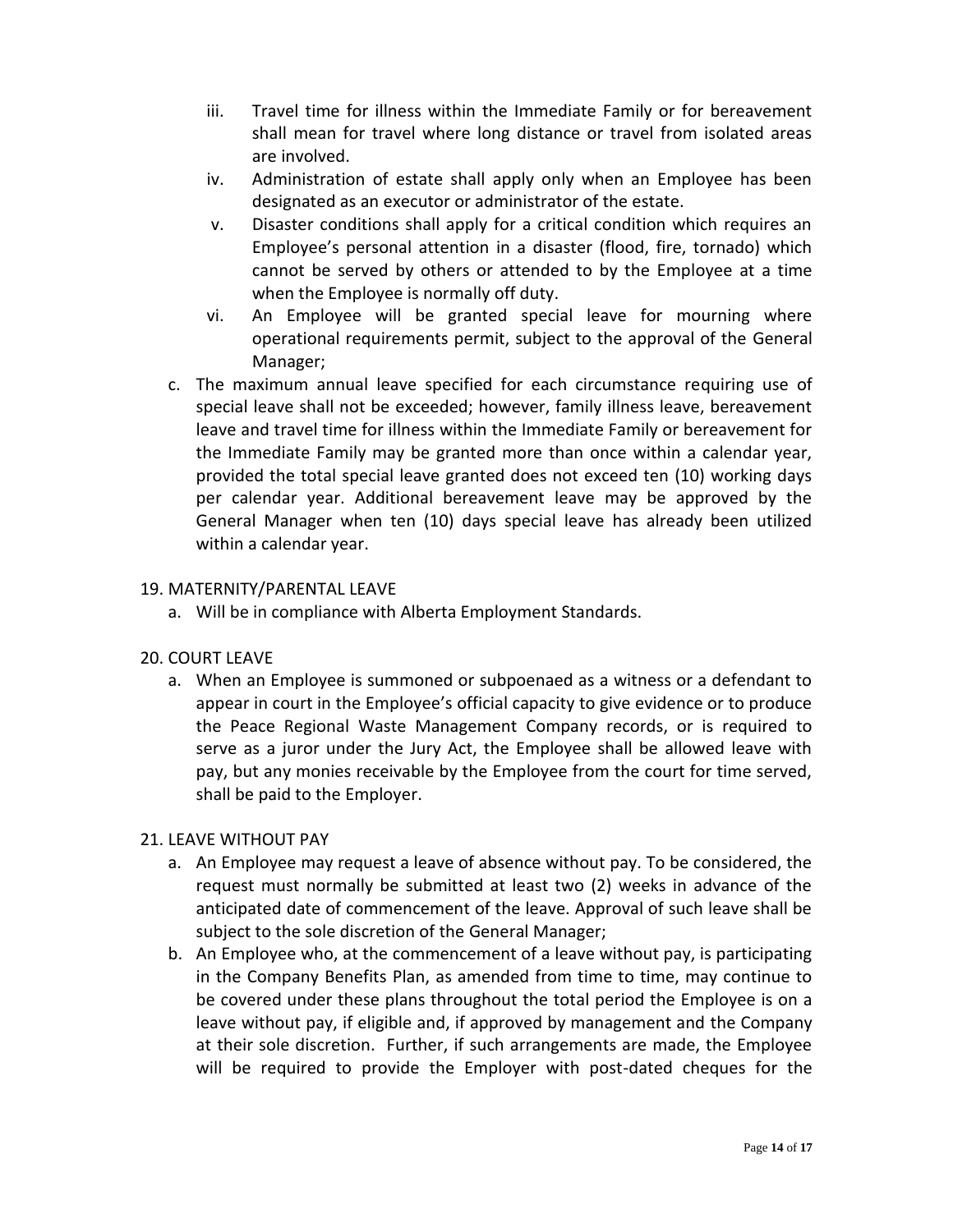iii. Travel time for illness within the Immediate Family or for bereavement shall mean for travel where long distance or travel from isolated areas are involved.

iv. Administration of estate shall apply only when an Employee has been designated as an executor or administrator of the estate.

v. Disaster conditions shall apply for a critical condition which requires an Employee's personal attention in a disaster (flood, fire, tornado) which cannot be served by others or attended to by the Employee at a time when the Employee is normally off duty.

vi. An Employee will be granted special leave for mourning where operational requirements permit, subject to the approval of the General Manager;

c. The maximum annual leave specified for each circumstance requiring use of special leave shall not be exceeded; however, family illness leave, bereavement leave and travel time for illness within the Immediate Family or bereavement for the Immediate Family may be granted more than once within a calendar year, provided the total special leave granted does not exceed ten (10) working days per calendar year. Additional bereavement leave may be approved by the General Manager when ten (10) days special leave has already been utilized within a calendar year.

19. MATERNITY/PARENTAL LEAVE

a. Will be in compliance with Alberta Employment Standards.

20. COURT LEAVE

a. When an Employee is summoned or subpoenaed as a witness or a defendant to appear in court in the Employee's official capacity to give evidence or to produce the Peace Regional Waste Management Company records, or is required to serve as a juror under the Jury Act, the Employee shall be allowed leave with pay, but any monies receivable by the Employee from the court for time served, shall be paid to the Employer.

21. LEAVE WITHOUT PAY

a. An Employee may request a leave of absence without pay. To be considered, the request must normally be submitted at least two (2) weeks in advance of the anticipated date of commencement of the leave. Approval of such leave shall be subject to the sole discretion of the General Manager;

b. An Employee who, at the commencement of a leave without pay, is participating in the Company Benefits Plan, as amended from time to time, may continue to be covered under these plans throughout the total period the Employee is on a leave without pay, if eligible and, if approved by management and the Company at their sole discretion. Further, if such arrangements are made, the Employee will be required to provide the Employer with post-dated cheques for the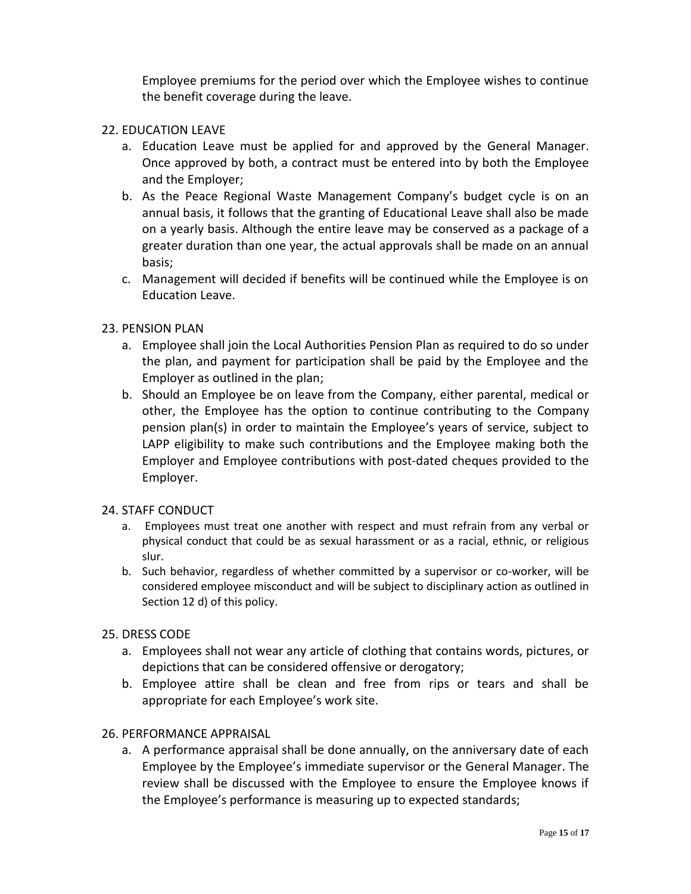Employee premiums for the period over which the Employee wishes to continue the benefit coverage during the leave.

## 22. EDUCATION LEAVE

a. Education Leave must be applied for and approved by the General Manager. Once approved by both, a contract must be entered into by both the Employee and the Employer;

b. As the Peace Regional Waste Management Company's budget cycle is on an annual basis, it follows that the granting of Educational Leave shall also be made on a yearly basis. Although the entire leave may be conserved as a package of a greater duration than one year, the actual approvals shall be made on an annual basis;

c. Management will decided if benefits will be continued while the Employee is on Education Leave.

## 23. PENSION PLAN

a. Employee shall join the Local Authorities Pension Plan as required to do so under the plan, and payment for participation shall be paid by the Employee and the Employer as outlined in the plan;

b. Should an Employee be on leave from the Company, either parental, medical or other, the Employee has the option to continue contributing to the Company pension plan(s) in order to maintain the Employee's years of service, subject to LAPP eligibility to make such contributions and the Employee making both the Employer and Employee contributions with post-dated cheques provided to the Employer.

## 24. STAFF CONDUCT

a. Employees must treat one another with respect and must refrain from any verbal or physical conduct that could be as sexual harassment or as a racial, ethnic, or religious slur.

b. Such behavior, regardless of whether committed by a supervisor or co-worker, will be considered employee misconduct and will be subject to disciplinary action as outlined in Section 12 d) of this policy.

## 25. DRESS CODE

a. Employees shall not wear any article of clothing that contains words, pictures, or depictions that can be considered offensive or derogatory;

b. Employee attire shall be clean and free from rips or tears and shall be appropriate for each Employee's work site.

## 26. PERFORMANCE APPRAISAL

a. A performance appraisal shall be done annually, on the anniversary date of each Employee by the Employee's immediate supervisor or the General Manager. The review shall be discussed with the Employee to ensure the Employee knows if the Employee's performance is measuring up to expected standards;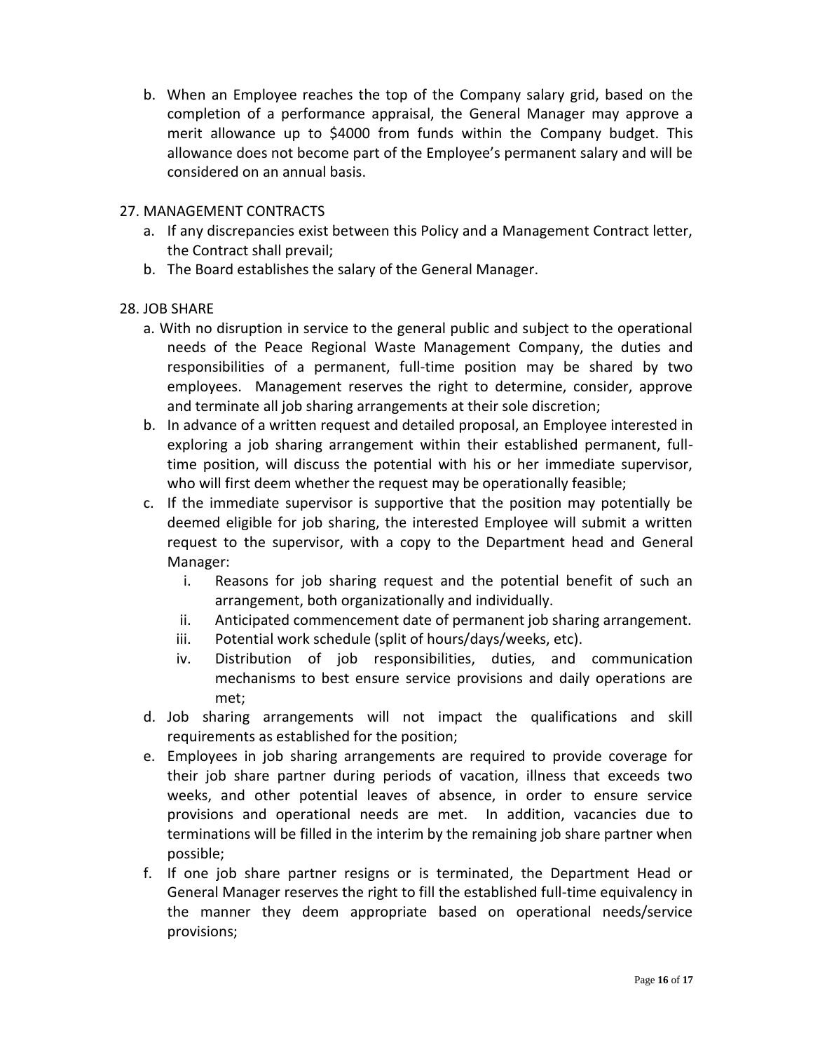b. When an Employee reaches the top of the Company salary grid, based on the completion of a performance appraisal, the General Manager may approve a merit allowance up to $4000 from funds within the Company budget. This allowance does not become part of the Employee's permanent salary and will be considered on an annual basis.

27. MANAGEMENT CONTRACTS
    a. If any discrepancies exist between this Policy and a Management Contract letter, the Contract shall prevail;
    b. The Board establishes the salary of the General Manager.

28. JOB SHARE
    a. With no disruption in service to the general public and subject to the operational needs of the Peace Regional Waste Management Company, the duties and responsibilities of a permanent, full-time position may be shared by two employees. Management reserves the right to determine, consider, approve and terminate all job sharing arrangements at their sole discretion;
    b. In advance of a written request and detailed proposal, an Employee interested in exploring a job sharing arrangement within their established permanent, full-time position, will discuss the potential with his or her immediate supervisor, who will first deem whether the request may be operationally feasible;
    c. If the immediate supervisor is supportive that the position may potentially be deemed eligible for job sharing, the interested Employee will submit a written request to the supervisor, with a copy to the Department head and General Manager:
        i. Reasons for job sharing request and the potential benefit of such an arrangement, both organizationally and individually.
        ii. Anticipated commencement date of permanent job sharing arrangement.
        iii. Potential work schedule (split of hours/days/weeks, etc).
        iv. Distribution of job responsibilities, duties, and communication mechanisms to best ensure service provisions and daily operations are met;
    d. Job sharing arrangements will not impact the qualifications and skill requirements as established for the position;
    e. Employees in job sharing arrangements are required to provide coverage for their job share partner during periods of vacation, illness that exceeds two weeks, and other potential leaves of absence, in order to ensure service provisions and operational needs are met. In addition, vacancies due to terminations will be filled in the interim by the remaining job share partner when possible;
    f. If one job share partner resigns or is terminated, the Department Head or General Manager reserves the right to fill the established full-time equivalency in the manner they deem appropriate based on operational needs/service provisions;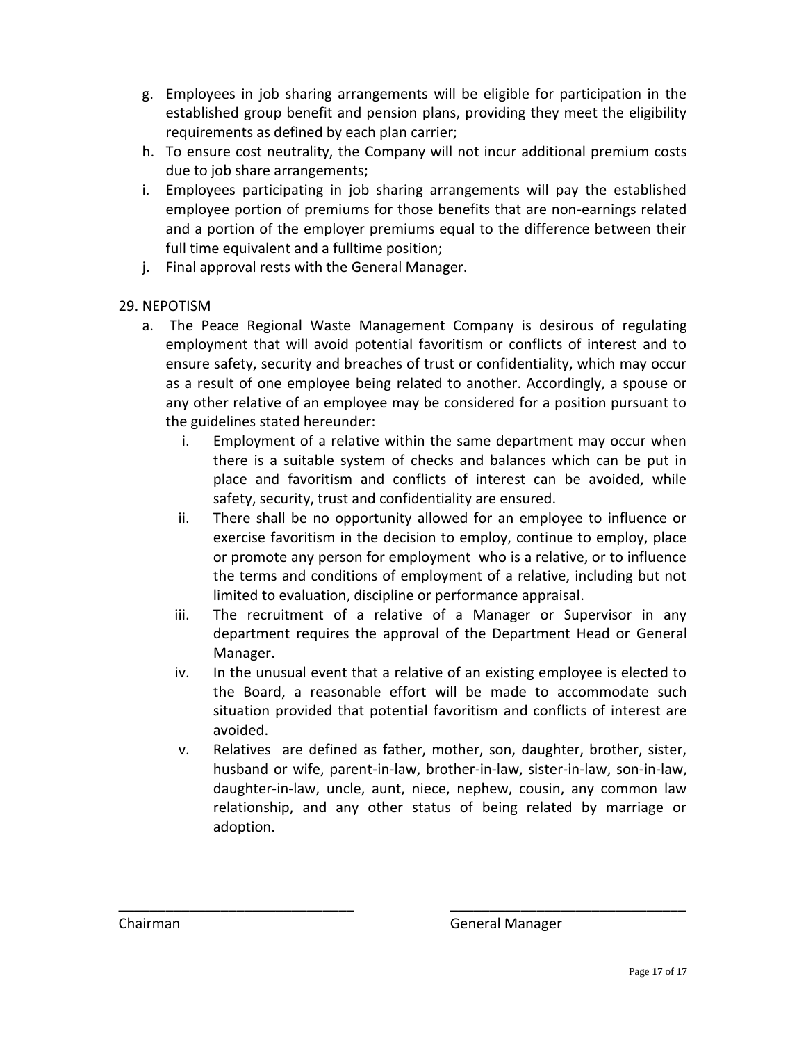g. Employees in job sharing arrangements will be eligible for participation in the established group benefit and pension plans, providing they meet the eligibility requirements as defined by each plan carrier;
h. To ensure cost neutrality, the Company will not incur additional premium costs due to job share arrangements;
i. Employees participating in job sharing arrangements will pay the established employee portion of premiums for those benefits that are non-earnings related and a portion of the employer premiums equal to the difference between their full time equivalent and a fulltime position;
j. Final approval rests with the General Manager.

29. NEPOTISM

a. The Peace Regional Waste Management Company is desirous of regulating employment that will avoid potential favoritism or conflicts of interest and to ensure safety, security and breaches of trust or confidentiality, which may occur as a result of one employee being related to another. Accordingly, a spouse or any other relative of an employee may be considered for a position pursuant to the guidelines stated hereunder:
   i. Employment of a relative within the same department may occur when there is a suitable system of checks and balances which can be put in place and favoritism and conflicts of interest can be avoided, while safety, security, trust and confidentiality are ensured.
   ii. There shall be no opportunity allowed for an employee to influence or exercise favoritism in the decision to employ, continue to employ, place or promote any person for employment who is a relative, or to influence the terms and conditions of employment of a relative, including but not limited to evaluation, discipline or performance appraisal.
   iii. The recruitment of a relative of a Manager or Supervisor in any department requires the approval of the Department Head or General Manager.
   iv. In the unusual event that a relative of an existing employee is elected to the Board, a reasonable effort will be made to accommodate such situation provided that potential favoritism and conflicts of interest are avoided.
   v. Relatives are defined as father, mother, son, daughter, brother, sister, husband or wife, parent-in-law, brother-in-law, sister-in-law, son-in-law, daughter-in-law, uncle, aunt, niece, nephew, cousin, any common law relationship, and any other status of being related by marriage or adoption.

______________________________ ______________________________

Chairman General Manager